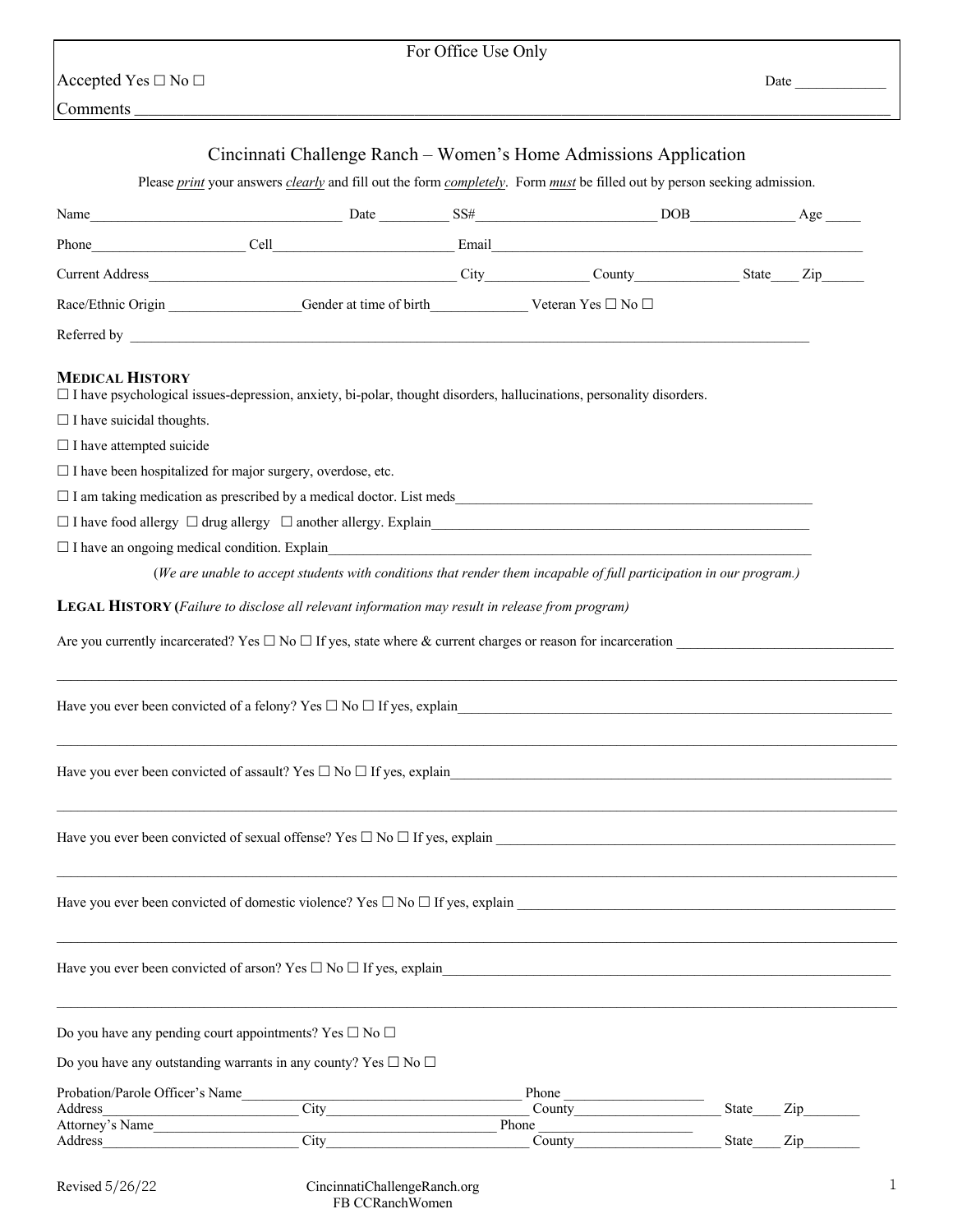For Office Use Only

Accepted Yes ☐ No ☐ Date ____________

Comments ________________________________________________________________________________

# Cincinnati Challenge Ranch – Women's Home Admissions Application

Please *print* your answers *clearly* and fill out the form *completely*. Form *must* be filled out by person seeking admission.

Name____________________________________ Date __________ SS#_________________________ DOB______________ Age _____

Phone_____________________ Cell________________________ Email____________________________________________________

Current Address___________________________________________ City______________ County______________ State____ Zip______

Race/Ethnic Origin ___________________Gender at time of birth_____________ Veteran Yes ☐ No ☐

Referred by ______________________________________________________________________________________________

## MEDICAL HISTORY

☐ I have psychological issues-depression, anxiety, bi-polar, thought disorders, hallucinations, personality disorders.

☐ I have suicidal thoughts.

☐ I have attempted suicide

☐ I have been hospitalized for major surgery, overdose, etc.

☐ I am taking medication as prescribed by a medical doctor. List meds___________________________________________________

☐ I have food allergy ☐ drug allergy ☐ another allergy. Explain______________________________________________________

☐ I have an ongoing medical condition. Explain______________________________________________________________________

*(We are unable to accept students with conditions that render them incapable of full participation in our program.)*

## LEGAL HISTORY (*Failure to disclose all relevant information may result in release from program*)

Are you currently incarcerated? Yes ☐ No ☐ If yes, state where & current charges or reason for incarceration ______________________________

________________________________________________________________________________________________________

Have you ever been convicted of a felony? Yes ☐ No ☐ If yes, explain________________________________________________________________

________________________________________________________________________________________________________

Have you ever been convicted of assault? Yes ☐ No ☐ If yes, explain________________________________________________________________

________________________________________________________________________________________________________

Have you ever been convicted of sexual offense? Yes ☐ No ☐ If yes, explain _________________________________________________________

________________________________________________________________________________________________________

Have you ever been convicted of domestic violence? Yes ☐ No ☐ If yes, explain ______________________________________________________

________________________________________________________________________________________________________

Have you ever been convicted of arson? Yes ☐ No ☐ If yes, explain__________________________________________________________________

________________________________________________________________________________________________________

Do you have any pending court appointments? Yes ☐ No ☐

Do you have any outstanding warrants in any county? Yes ☐ No ☐

Probation/Parole Officer's Name______________________________________ Phone ___________________

Address___________________________ City____________________________ County____________________ State____ Zip________

Attorney's Name______________________________________________ Phone ____________________

Address___________________________ City____________________________ County____________________ State____ Zip________

Revised 5/26/22

CincinnatiChallengeRanch.org
FB CCRanchWomen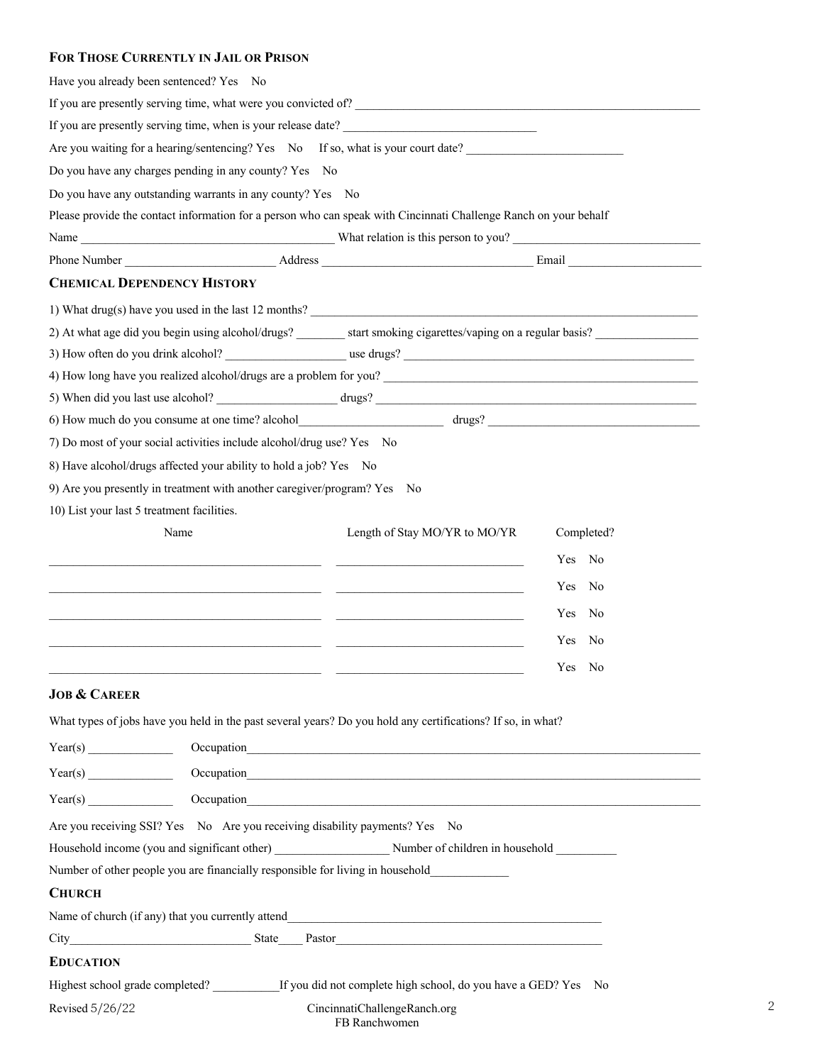### For Those Currently in Jail or Prison

Have you already been sentenced? Yes No

If you are presently serving time, what were you convicted of? ___________________________________________

If you are presently serving time, when is your release date? ______________________

Are you waiting for a hearing/sentencing? Yes No If so, what is your court date? ___________________

Do you have any charges pending in any county? Yes No

Do you have any outstanding warrants in any county? Yes No

Please provide the contact information for a person who can speak with Cincinnati Challenge Ranch on your behalf

Name ______________________________ What relation is this person to you? ______________________

Phone Number __________________ Address _________________________ Email ________________

### Chemical Dependency History

1) What drug(s) have you used in the last 12 months? _____________________________________________

2) At what age did you begin using alcohol/drugs? ______ start smoking cigarettes/vaping on a regular basis? ____________

3) How often do you drink alcohol? ______________ use drugs? ___________________________________

4) How long have you realized alcohol/drugs are a problem for you? __________________________________

5) When did you last use alcohol? ______________ drugs? ______________________________________

6) How much do you consume at one time? alcohol_________________ drugs? _________________________

7) Do most of your social activities include alcohol/drug use? Yes No

8) Have alcohol/drugs affected your ability to hold a job? Yes No

9) Are you presently in treatment with another caregiver/program? Yes No

10) List your last 5 treatment facilities.

| Name | Length of Stay MO/YR to MO/YR | Completed? |
|---|---|---|
| | | Yes No |
| | | Yes No |
| | | Yes No |
| | | Yes No |
| | | Yes No |

### Job & Career

What types of jobs have you held in the past several years? Do you hold any certifications? If so, in what?

Year(s) __________ Occupation________________________________________________________

Year(s) __________ Occupation________________________________________________________

Year(s) __________ Occupation________________________________________________________

Are you receiving SSI? Yes No Are you receiving disability payments? Yes No

Household income (you and significant other) ______________ Number of children in household ________

Number of other people you are financially responsible for living in household__________

### Church

Name of church (if any) that you currently attend_____________________________________

City______________________ State____ Pastor_________________________________

### Education

Highest school grade completed? ________If you did not complete high school, do you have a GED? Yes No

Revised 5/26/22

CincinnatiChallengeRanch.org
FB Ranchwomen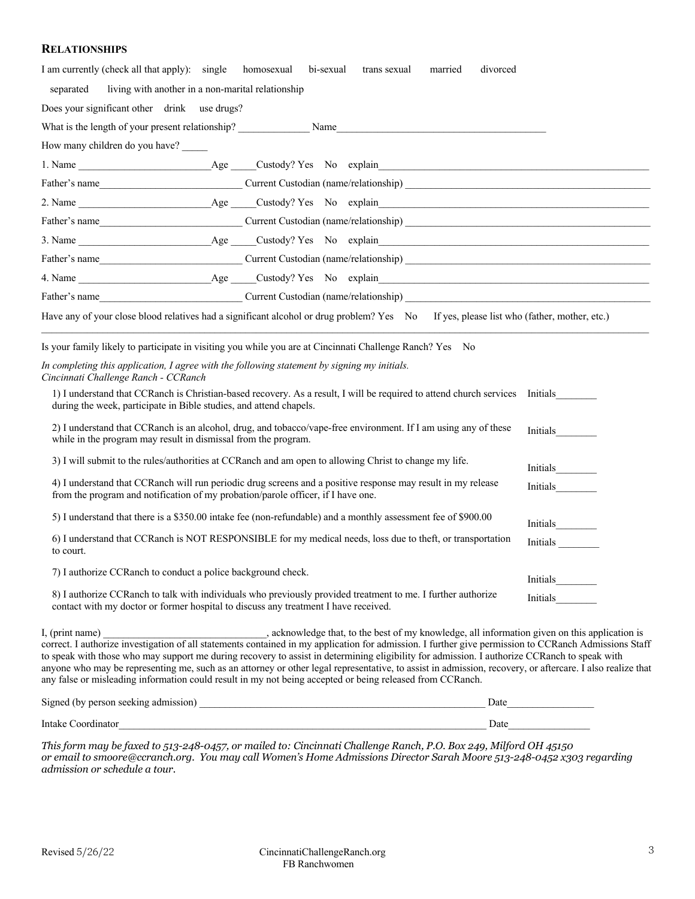## RELATIONSHIPS

I am currently (check all that apply): single homosexual bi-sexual trans sexual married divorced separated living with another in a non-marital relationship

Does your significant other drink use drugs?

What is the length of your present relationship? ______________ Name________________________________________

How many children do you have? _____

1. Name __________________________Age _____Custody? Yes No explain________________________________________

Father's name____________________________ Current Custodian (name/relationship) ______________________________

2. Name __________________________Age _____Custody? Yes No explain________________________________________

Father's name____________________________ Current Custodian (name/relationship) ______________________________

3. Name __________________________Age _____Custody? Yes No explain________________________________________

Father's name____________________________ Current Custodian (name/relationship) ______________________________

4. Name __________________________Age _____Custody? Yes No explain________________________________________

Father's name____________________________ Current Custodian (name/relationship) ______________________________

Have any of your close blood relatives had a significant alcohol or drug problem? Yes No If yes, please list who (father, mother, etc.)

________________________________________________________________________________________________

Is your family likely to participate in visiting you while you are at Cincinnati Challenge Ranch? Yes No

*In completing this application, I agree with the following statement by signing my initials.*
*Cincinnati Challenge Ranch - CCRanch*

1) I understand that CCRanch is Christian-based recovery. As a result, I will be required to attend church services during the week, participate in Bible studies, and attend chapels. Initials________

2) I understand that CCRanch is an alcohol, drug, and tobacco/vape-free environment. If I am using any of these while in the program may result in dismissal from the program. Initials________

3) I will submit to the rules/authorities at CCRanch and am open to allowing Christ to change my life. Initials________

4) I understand that CCRanch will run periodic drug screens and a positive response may result in my release from the program and notification of my probation/parole officer, if I have one. Initials________

5) I understand that there is a $350.00 intake fee (non-refundable) and a monthly assessment fee of $900.00 Initials________

6) I understand that CCRanch is NOT RESPONSIBLE for my medical needs, loss due to theft, or transportation to court. Initials ________

7) I authorize CCRanch to conduct a police background check. Initials________

8) I authorize CCRanch to talk with individuals who previously provided treatment to me. I further authorize contact with my doctor or former hospital to discuss any treatment I have received. Initials________

I, (print name) ______________________________, acknowledge that, to the best of my knowledge, all information given on this application is correct. I authorize investigation of all statements contained in my application for admission. I further give permission to CCRanch Admissions Staff to speak with those who may support me during recovery to assist in determining eligibility for admission. I authorize CCRanch to speak with anyone who may be representing me, such as an attorney or other legal representative, to assist in admission, recovery, or aftercare. I also realize that any false or misleading information could result in my not being accepted or being released from CCRanch.

Signed (by person seeking admission) ________________________________________________________ Date________________

Intake Coordinator________________________________________________________________________ Date_______________

*This form may be faxed to 513-248-0457, or mailed to: Cincinnati Challenge Ranch, P.O. Box 249, Milford OH 45150 or email to smoore@ccranch.org. You may call Women's Home Admissions Director Sarah Moore 513-248-0452 x303 regarding admission or schedule a tour.*

Revised 5/26/22

CincinnatiChallengeRanch.org
FB Ranchwomen